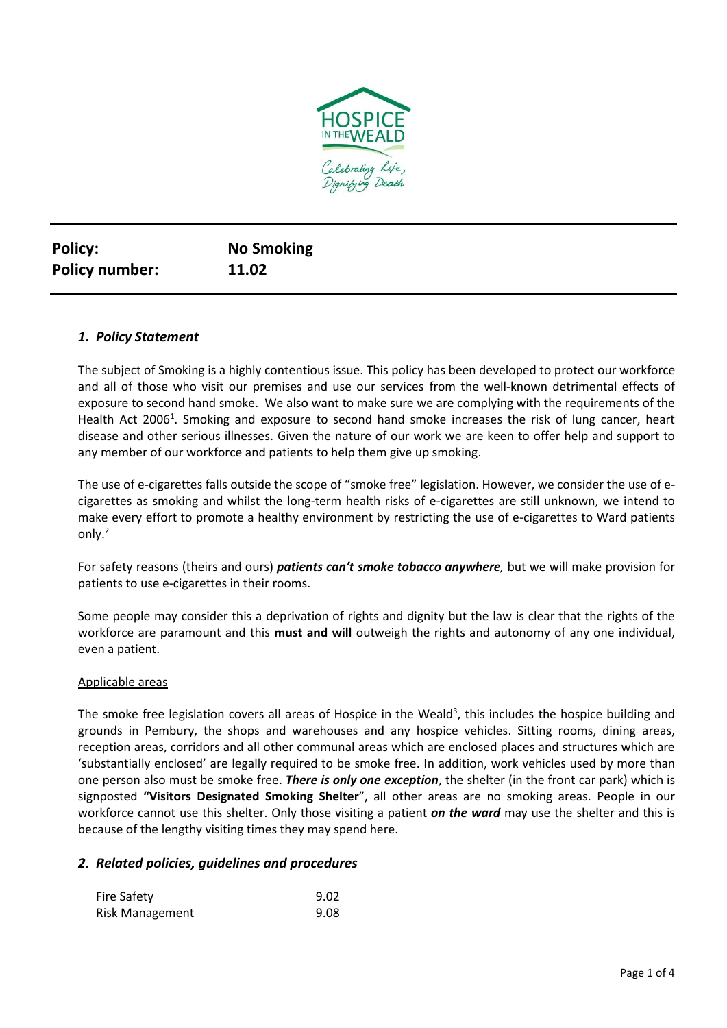| **Policy:** | **No Smoking** |
| --- | --- |
| **Policy number:** | **11.02** |

## *1. Policy Statement*

The subject of Smoking is a highly contentious issue. This policy has been developed to protect our workforce and all of those who visit our premises and use our services from the well-known detrimental effects of exposure to second hand smoke. We also want to make sure we are complying with the requirements of the Health Act 2006[1]. Smoking and exposure to second hand smoke increases the risk of lung cancer, heart disease and other serious illnesses. Given the nature of our work we are keen to offer help and support to any member of our workforce and patients to help them give up smoking.

The use of e-cigarettes falls outside the scope of "smoke free" legislation. However, we consider the use of e-cigarettes as smoking and whilst the long-term health risks of e-cigarettes are still unknown, we intend to make every effort to promote a healthy environment by restricting the use of e-cigarettes to Ward patients only.[2]

For safety reasons (theirs and ours) ***patients can't smoke tobacco anywhere****,* but we will make provision for patients to use e-cigarettes in their rooms.

Some people may consider this a deprivation of rights and dignity but the law is clear that the rights of the workforce are paramount and this **must and will** outweigh the rights and autonomy of any one individual, even a patient.

<u>Applicable areas</u>

The smoke free legislation covers all areas of Hospice in the Weald[3], this includes the hospice building and grounds in Pembury, the shops and warehouses and any hospice vehicles. Sitting rooms, dining areas, reception areas, corridors and all other communal areas which are enclosed places and structures which are 'substantially enclosed' are legally required to be smoke free. In addition, work vehicles used by more than one person also must be smoke free. ***There is only one exception***, the shelter (in the front car park) which is signposted **"Visitors Designated Smoking Shelter**", all other areas are no smoking areas. People in our workforce cannot use this shelter. Only those visiting a patient ***on the ward*** may use the shelter and this is because of the lengthy visiting times they may spend here.

## *2. Related policies, guidelines and procedures*

| | |
| --- | --- |
| Fire Safety | 9.02 |
| Risk Management | 9.08 |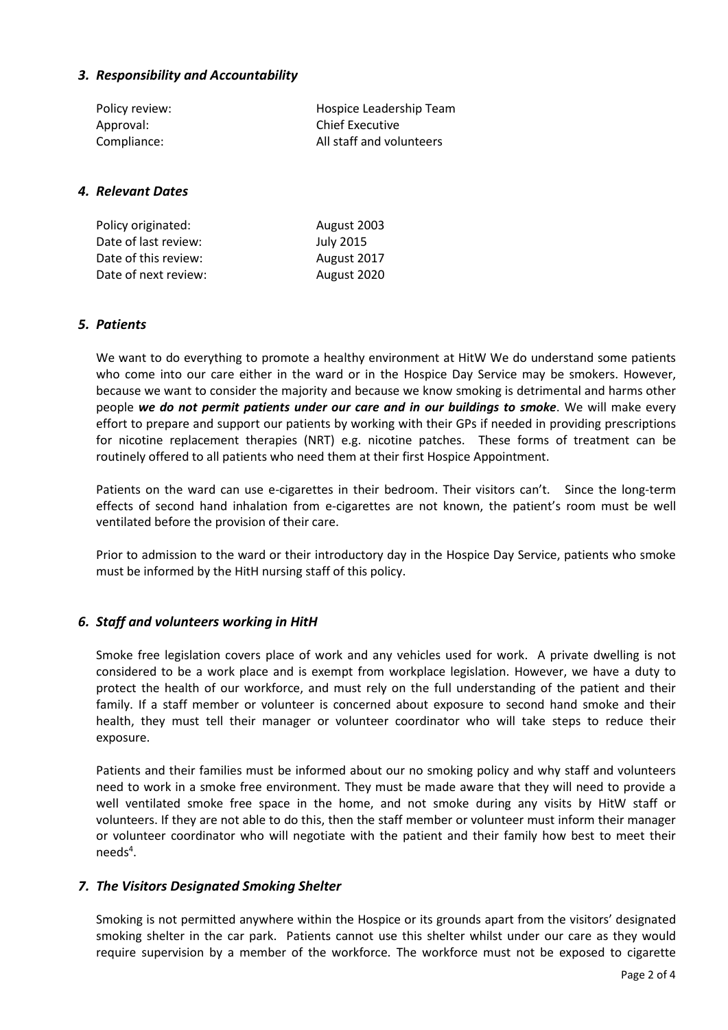### *3. Responsibility and Accountability*

| | |
|---|---|
| Policy review: | Hospice Leadership Team |
| Approval: | Chief Executive |
| Compliance: | All staff and volunteers |

### *4. Relevant Dates*

| | |
|---|---|
| Policy originated: | August 2003 |
| Date of last review: | July 2015 |
| Date of this review: | August 2017 |
| Date of next review: | August 2020 |

### *5. Patients*

We want to do everything to promote a healthy environment at HitW We do understand some patients who come into our care either in the ward or in the Hospice Day Service may be smokers. However, because we want to consider the majority and because we know smoking is detrimental and harms other people ***we do not permit patients under our care and in our buildings to smoke***. We will make every effort to prepare and support our patients by working with their GPs if needed in providing prescriptions for nicotine replacement therapies (NRT) e.g. nicotine patches. These forms of treatment can be routinely offered to all patients who need them at their first Hospice Appointment.

Patients on the ward can use e-cigarettes in their bedroom. Their visitors can't. Since the long-term effects of second hand inhalation from e-cigarettes are not known, the patient's room must be well ventilated before the provision of their care.

Prior to admission to the ward or their introductory day in the Hospice Day Service, patients who smoke must be informed by the HitH nursing staff of this policy.

### *6. Staff and volunteers working in HitH*

Smoke free legislation covers place of work and any vehicles used for work. A private dwelling is not considered to be a work place and is exempt from workplace legislation. However, we have a duty to protect the health of our workforce, and must rely on the full understanding of the patient and their family. If a staff member or volunteer is concerned about exposure to second hand smoke and their health, they must tell their manager or volunteer coordinator who will take steps to reduce their exposure.

Patients and their families must be informed about our no smoking policy and why staff and volunteers need to work in a smoke free environment. They must be made aware that they will need to provide a well ventilated smoke free space in the home, and not smoke during any visits by HitW staff or volunteers. If they are not able to do this, then the staff member or volunteer must inform their manager or volunteer coordinator who will negotiate with the patient and their family how best to meet their needs[4].

### *7. The Visitors Designated Smoking Shelter*

Smoking is not permitted anywhere within the Hospice or its grounds apart from the visitors' designated smoking shelter in the car park. Patients cannot use this shelter whilst under our care as they would require supervision by a member of the workforce. The workforce must not be exposed to cigarette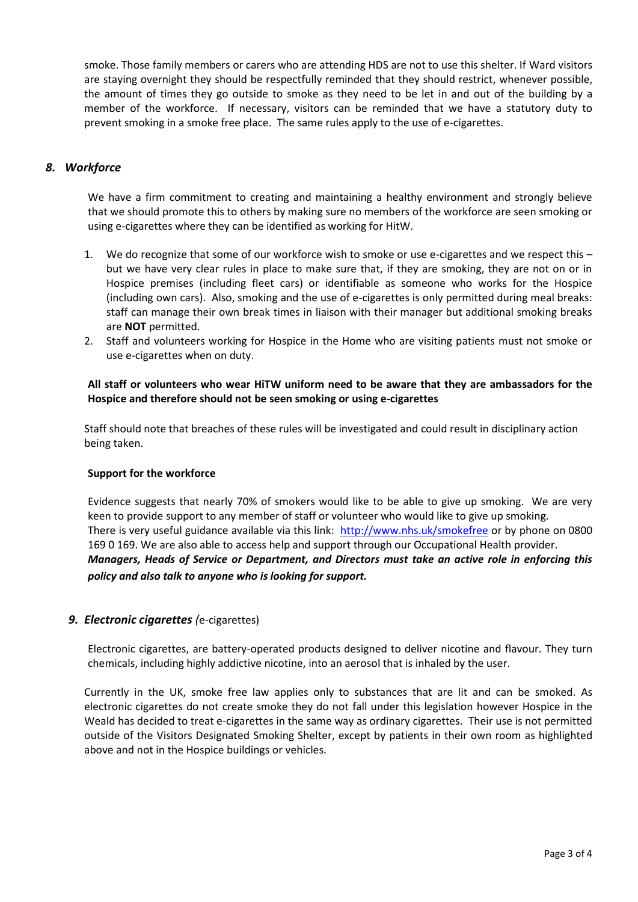smoke. Those family members or carers who are attending HDS are not to use this shelter. If Ward visitors are staying overnight they should be respectfully reminded that they should restrict, whenever possible, the amount of times they go outside to smoke as they need to be let in and out of the building by a member of the workforce. If necessary, visitors can be reminded that we have a statutory duty to prevent smoking in a smoke free place. The same rules apply to the use of e-cigarettes.

## *8. Workforce*

We have a firm commitment to creating and maintaining a healthy environment and strongly believe that we should promote this to others by making sure no members of the workforce are seen smoking or using e-cigarettes where they can be identified as working for HitW.

1. We do recognize that some of our workforce wish to smoke or use e-cigarettes and we respect this – but we have very clear rules in place to make sure that, if they are smoking, they are not on or in Hospice premises (including fleet cars) or identifiable as someone who works for the Hospice (including own cars). Also, smoking and the use of e-cigarettes is only permitted during meal breaks: staff can manage their own break times in liaison with their manager but additional smoking breaks are **NOT** permitted.
2. Staff and volunteers working for Hospice in the Home who are visiting patients must not smoke or use e-cigarettes when on duty.

**All staff or volunteers who wear HiTW uniform need to be aware that they are ambassadors for the Hospice and therefore should not be seen smoking or using e-cigarettes**

Staff should note that breaches of these rules will be investigated and could result in disciplinary action being taken.

**Support for the workforce**

Evidence suggests that nearly 70% of smokers would like to be able to give up smoking. We are very keen to provide support to any member of staff or volunteer who would like to give up smoking.
There is very useful guidance available via this link: [http://www.nhs.uk/smokefree](http://www.nhs.uk/smokefree) or by phone on 0800 169 0 169. We are also able to access help and support through our Occupational Health provider.
***Managers, Heads of Service or Department, and Directors must take an active role in enforcing this policy and also talk to anyone who is looking for support.***

## *9. Electronic cigarettes (*e-cigarettes)

Electronic cigarettes, are battery-operated products designed to deliver nicotine and flavour. They turn chemicals, including highly addictive nicotine, into an aerosol that is inhaled by the user.

Currently in the UK, smoke free law applies only to substances that are lit and can be smoked. As electronic cigarettes do not create smoke they do not fall under this legislation however Hospice in the Weald has decided to treat e-cigarettes in the same way as ordinary cigarettes. Their use is not permitted outside of the Visitors Designated Smoking Shelter, except by patients in their own room as highlighted above and not in the Hospice buildings or vehicles.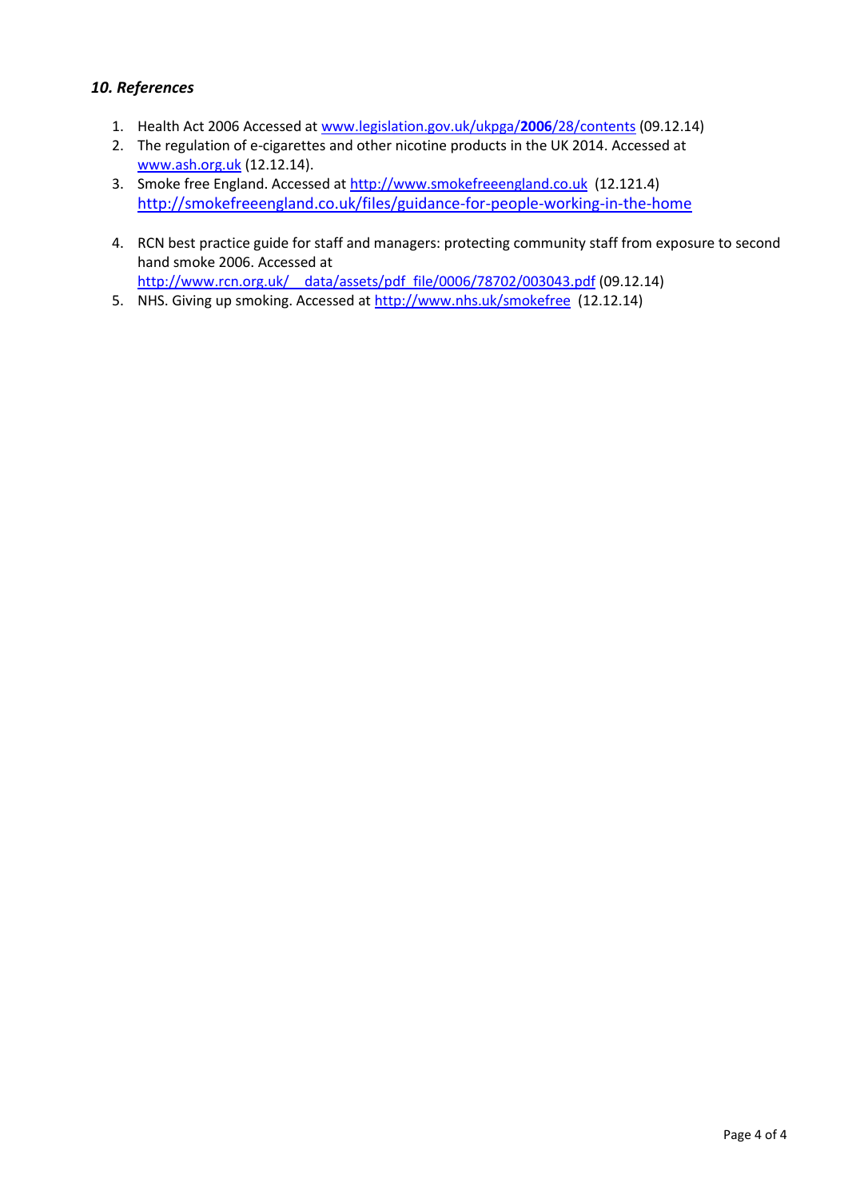### *10. References*

1. Health Act 2006 Accessed at www.legislation.gov.uk/ukpga/**2006**/28/contents (09.12.14)
2. The regulation of e-cigarettes and other nicotine products in the UK 2014. Accessed at www.ash.org.uk (12.12.14).
3. Smoke free England. Accessed at http://www.smokefreeengland.co.uk (12.121.4) http://smokefreeengland.co.uk/files/guidance-for-people-working-in-the-home
4. RCN best practice guide for staff and managers: protecting community staff from exposure to second hand smoke 2006. Accessed at http://www.rcn.org.uk/__data/assets/pdf_file/0006/78702/003043.pdf (09.12.14)
5. NHS. Giving up smoking. Accessed at http://www.nhs.uk/smokefree (12.12.14)